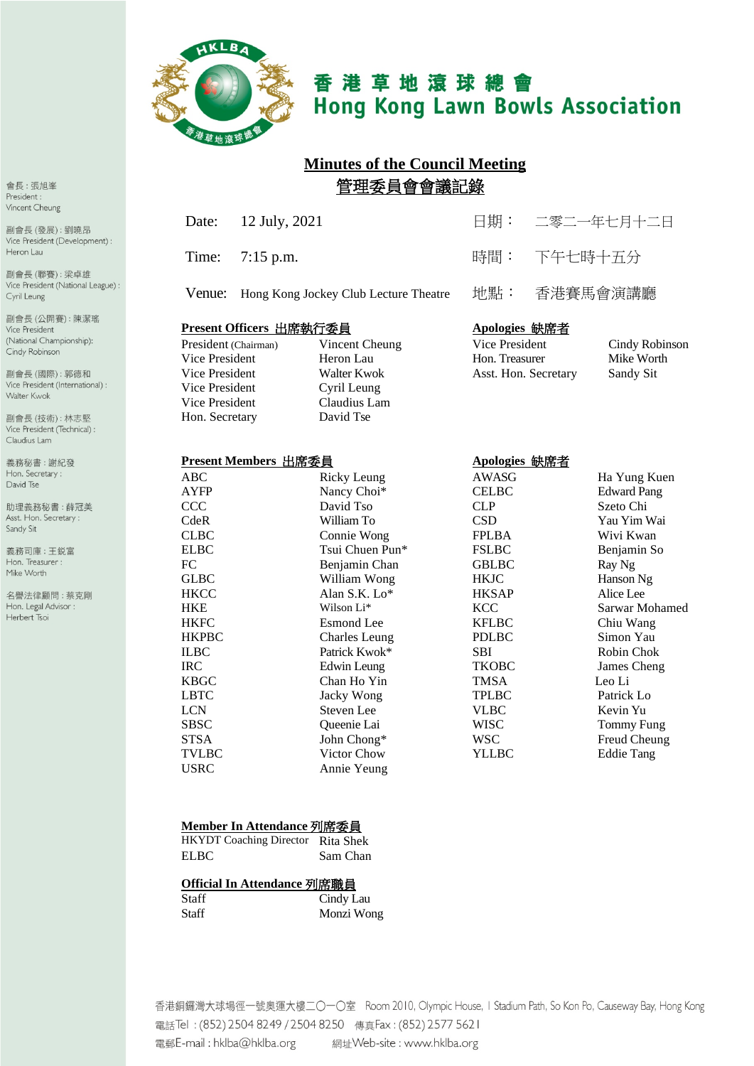# 香 港 草 地 滾 球 總 會
# Hong Kong Lawn Bowls Association

會長：張旭峯
President：
Vincent Cheung

副會長 (發展)：劉曉昂
Vice President (Development)：
Heron Lau

副會長 (聯賽)：梁卓雄
Vice President (National League)：
Cyril Leung

副會長 (公開賽)：陳潔瑤
Vice President
(National Championship):
Cindy Robinson

副會長 (國際)：郭德和
Vice President (International)：
Walter Kwok

副會長 (技術)：林志堅
Vice President (Technical)：
Claudius Lam

義務秘書：謝紀發
Hon. Secretary：
David Tse

助理義務秘書：薛冠美
Asst. Hon. Secretary：
Sandy Sit

義務司庫：王銳富
Hon. Treasurer：
Mike Worth

名譽法律顧問：蔡克剛
Hon. Legal Advisor：
Herbert Tsoi

## Minutes of the Council Meeting
## 管理委員會會議記錄

| | | | |
|---|---|---|---|
| Date: | 12 July, 2021 | 日期： | 二零二一年七月十二日 |
| Time: | 7:15 p.m. | 時間： | 下午七時十五分 |
| Venue: | Hong Kong Jockey Club Lecture Theatre | 地點： | 香港賽馬會演講廳 |

**Present Officers 出席執行委員**

| | |
|---|---|
| President (Chairman) | Vincent Cheung |
| Vice President | Heron Lau |
| Vice President | Walter Kwok |
| Vice President | Cyril Leung |
| Vice President | Claudius Lam |
| Hon. Secretary | David Tse |

**Apologies 缺席者**

| | |
|---|---|
| Vice President | Cindy Robinson |
| Hon. Treasurer | Mike Worth |
| Asst. Hon. Secretary | Sandy Sit |

**Present Members 出席委員**

| | |
|---|---|
| ABC | Ricky Leung |
| AYFP | Nancy Choi* |
| CCC | David Tso |
| CdeR | William To |
| CLBC | Connie Wong |
| ELBC | Tsui Chuen Pun* |
| FC | Benjamin Chan |
| GLBC | William Wong |
| HKCC | Alan S.K. Lo* |
| HKE | Wilson Li* |
| HKFC | Esmond Lee |
| HKPBC | Charles Leung |
| ILBC | Patrick Kwok* |
| IRC | Edwin Leung |
| KBGC | Chan Ho Yin |
| LBTC | Jacky Wong |
| LCN | Steven Lee |
| SBSC | Queenie Lai |
| STSA | John Chong* |
| TVLBC | Victor Chow |
| USRC | Annie Yeung |

**Apologies 缺席者**

| | |
|---|---|
| AWASG | Ha Yung Kuen |
| CELBC | Edward Pang |
| CLP | Szeto Chi |
| CSD | Yau Yim Wai |
| FPLBA | Wivi Kwan |
| FSLBC | Benjamin So |
| GBLBC | Ray Ng |
| HKJC | Hanson Ng |
| HKSAP | Alice Lee |
| KCC | Sarwar Mohamed |
| KFLBC | Chiu Wang |
| PDLBC | Simon Yau |
| SBI | Robin Chok |
| TKOBC | James Cheng |
| TMSA | Leo Li |
| TPLBC | Patrick Lo |
| VLBC | Kevin Yu |
| WISC | Tommy Fung |
| WSC | Freud Cheung |
| YLLBC | Eddie Tang |

**Member In Attendance 列席委員**

| | |
|---|---|
| HKYDT Coaching Director | Rita Shek |
| ELBC | Sam Chan |

**Official In Attendance 列席職員**

| | |
|---|---|
| Staff | Cindy Lau |
| Staff | Monzi Wong |

香港銅鑼灣大球場徑一號奧運大樓二〇一〇室 Room 2010, Olympic House, 1 Stadium Path, So Kon Po, Causeway Bay, Hong Kong
電話Tel：(852) 2504 8249 / 2504 8250 傳真Fax：(852) 2577 5621
電郵E-mail：hklba@hklba.org 網址Web-site：www.hklba.org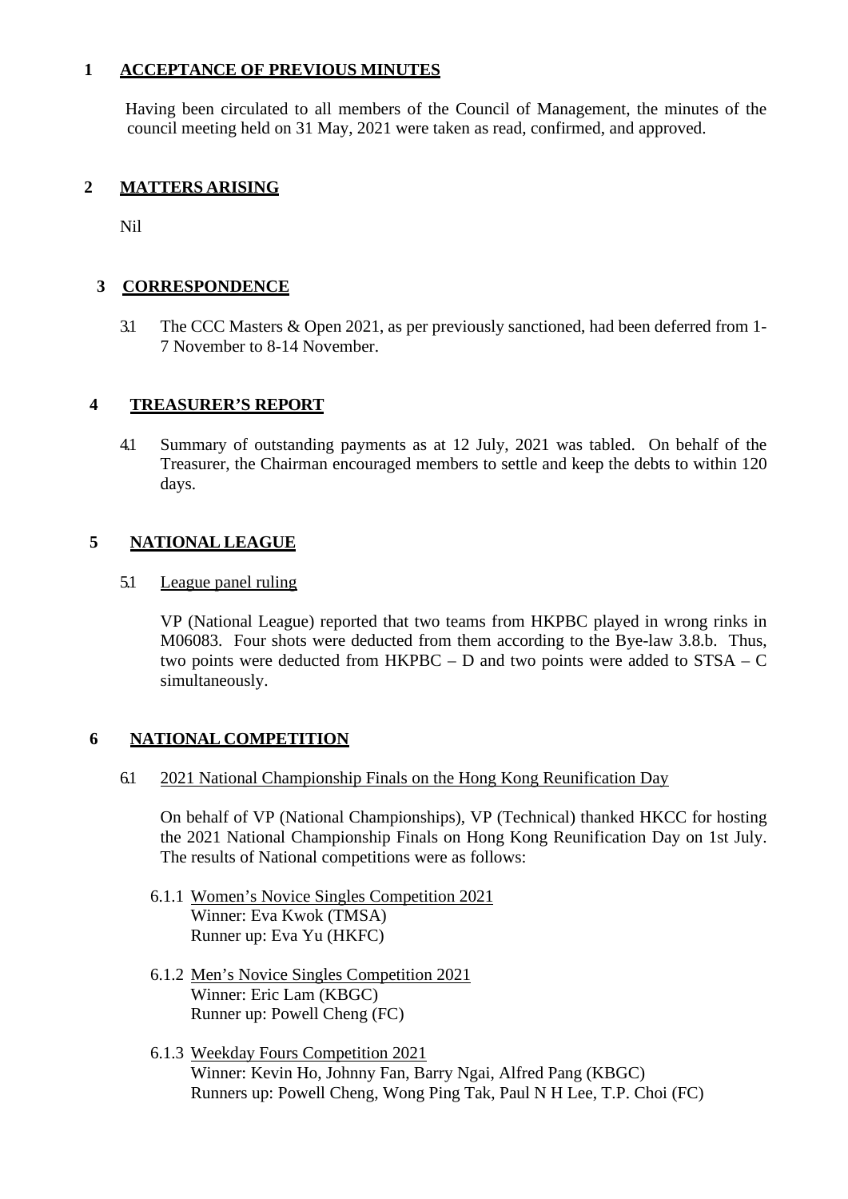## 1 ACCEPTANCE OF PREVIOUS MINUTES

Having been circulated to all members of the Council of Management, the minutes of the council meeting held on 31 May, 2021 were taken as read, confirmed, and approved.

## 2 MATTERS ARISING

Nil

## 3 CORRESPONDENCE

3.1 The CCC Masters & Open 2021, as per previously sanctioned, had been deferred from 1-7 November to 8-14 November.

## 4 TREASURER'S REPORT

4.1 Summary of outstanding payments as at 12 July, 2021 was tabled. On behalf of the Treasurer, the Chairman encouraged members to settle and keep the debts to within 120 days.

## 5 NATIONAL LEAGUE

5.1 League panel ruling

VP (National League) reported that two teams from HKPBC played in wrong rinks in M06083. Four shots were deducted from them according to the Bye-law 3.8.b. Thus, two points were deducted from HKPBC – D and two points were added to STSA – C simultaneously.

## 6 NATIONAL COMPETITION

6.1 2021 National Championship Finals on the Hong Kong Reunification Day

On behalf of VP (National Championships), VP (Technical) thanked HKCC for hosting the 2021 National Championship Finals on Hong Kong Reunification Day on 1st July. The results of National competitions were as follows:

6.1.1 Women's Novice Singles Competition 2021
Winner: Eva Kwok (TMSA)
Runner up: Eva Yu (HKFC)

6.1.2 Men's Novice Singles Competition 2021
Winner: Eric Lam (KBGC)
Runner up: Powell Cheng (FC)

6.1.3 Weekday Fours Competition 2021
Winner: Kevin Ho, Johnny Fan, Barry Ngai, Alfred Pang (KBGC)
Runners up: Powell Cheng, Wong Ping Tak, Paul N H Lee, T.P. Choi (FC)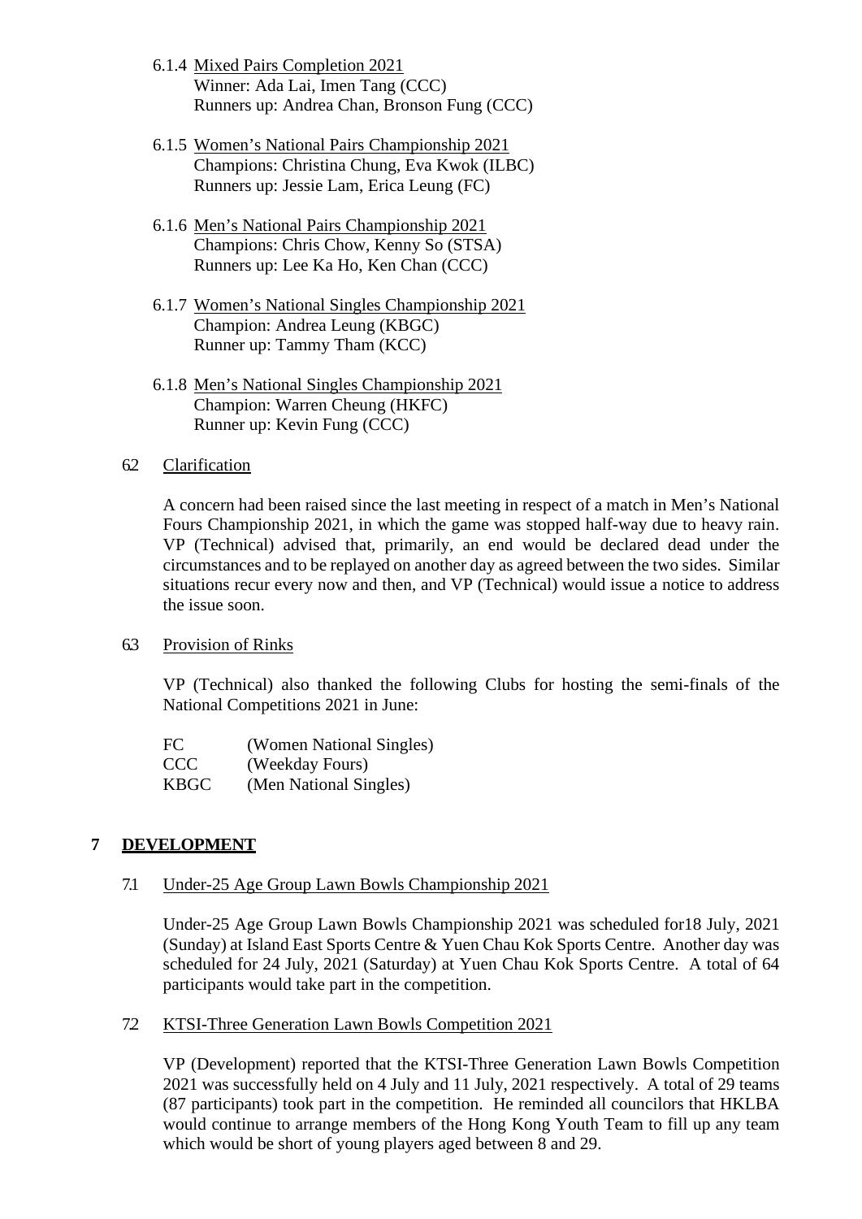6.1.4 Mixed Pairs Completion 2021
Winner: Ada Lai, Imen Tang (CCC)
Runners up: Andrea Chan, Bronson Fung (CCC)

6.1.5 Women's National Pairs Championship 2021
Champions: Christina Chung, Eva Kwok (ILBC)
Runners up: Jessie Lam, Erica Leung (FC)

6.1.6 Men's National Pairs Championship 2021
Champions: Chris Chow, Kenny So (STSA)
Runners up: Lee Ka Ho, Ken Chan (CCC)

6.1.7 Women's National Singles Championship 2021
Champion: Andrea Leung (KBGC)
Runner up: Tammy Tham (KCC)

6.1.8 Men's National Singles Championship 2021
Champion: Warren Cheung (HKFC)
Runner up: Kevin Fung (CCC)

6.2 Clarification

A concern had been raised since the last meeting in respect of a match in Men's National Fours Championship 2021, in which the game was stopped half-way due to heavy rain. VP (Technical) advised that, primarily, an end would be declared dead under the circumstances and to be replayed on another day as agreed between the two sides. Similar situations recur every now and then, and VP (Technical) would issue a notice to address the issue soon.

6.3 Provision of Rinks

VP (Technical) also thanked the following Clubs for hosting the semi-finals of the National Competitions 2021 in June:

FC (Women National Singles)
CCC (Weekday Fours)
KBGC (Men National Singles)

## 7 DEVELOPMENT

7.1 Under-25 Age Group Lawn Bowls Championship 2021

Under-25 Age Group Lawn Bowls Championship 2021 was scheduled for18 July, 2021 (Sunday) at Island East Sports Centre & Yuen Chau Kok Sports Centre. Another day was scheduled for 24 July, 2021 (Saturday) at Yuen Chau Kok Sports Centre. A total of 64 participants would take part in the competition.

7.2 KTSI-Three Generation Lawn Bowls Competition 2021

VP (Development) reported that the KTSI-Three Generation Lawn Bowls Competition 2021 was successfully held on 4 July and 11 July, 2021 respectively. A total of 29 teams (87 participants) took part in the competition. He reminded all councilors that HKLBA would continue to arrange members of the Hong Kong Youth Team to fill up any team which would be short of young players aged between 8 and 29.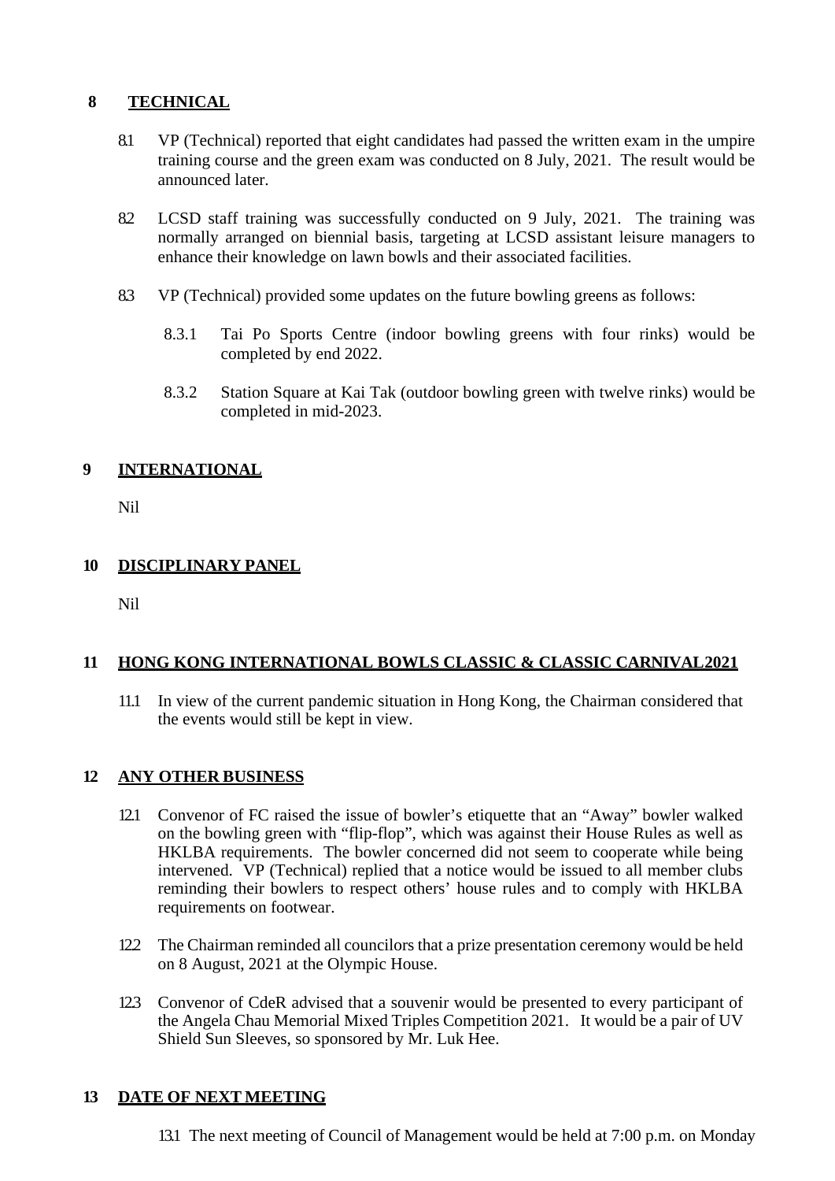## 8 TECHNICAL

8.1 VP (Technical) reported that eight candidates had passed the written exam in the umpire training course and the green exam was conducted on 8 July, 2021. The result would be announced later.

8.2 LCSD staff training was successfully conducted on 9 July, 2021. The training was normally arranged on biennial basis, targeting at LCSD assistant leisure managers to enhance their knowledge on lawn bowls and their associated facilities.

8.3 VP (Technical) provided some updates on the future bowling greens as follows:

8.3.1 Tai Po Sports Centre (indoor bowling greens with four rinks) would be completed by end 2022.

8.3.2 Station Square at Kai Tak (outdoor bowling green with twelve rinks) would be completed in mid-2023.

## 9 INTERNATIONAL

Nil

## 10 DISCIPLINARY PANEL

Nil

## 11 HONG KONG INTERNATIONAL BOWLS CLASSIC & CLASSIC CARNIVAL2021

11.1 In view of the current pandemic situation in Hong Kong, the Chairman considered that the events would still be kept in view.

## 12 ANY OTHER BUSINESS

12.1 Convenor of FC raised the issue of bowler's etiquette that an "Away" bowler walked on the bowling green with "flip-flop", which was against their House Rules as well as HKLBA requirements. The bowler concerned did not seem to cooperate while being intervened. VP (Technical) replied that a notice would be issued to all member clubs reminding their bowlers to respect others' house rules and to comply with HKLBA requirements on footwear.

12.2 The Chairman reminded all councilors that a prize presentation ceremony would be held on 8 August, 2021 at the Olympic House.

12.3 Convenor of CdeR advised that a souvenir would be presented to every participant of the Angela Chau Memorial Mixed Triples Competition 2021. It would be a pair of UV Shield Sun Sleeves, so sponsored by Mr. Luk Hee.

## 13 DATE OF NEXT MEETING

13.1 The next meeting of Council of Management would be held at 7:00 p.m. on Monday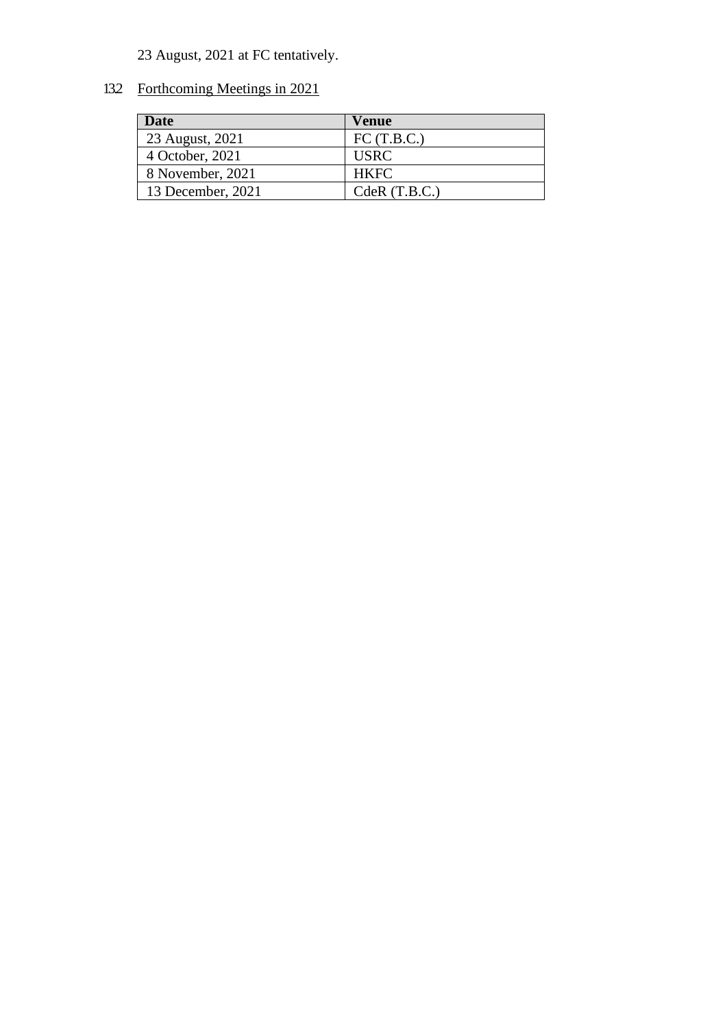23 August, 2021 at FC tentatively.

13.2 Forthcoming Meetings in 2021

| Date | Venue |
| --- | --- |
| 23 August, 2021 | FC (T.B.C.) |
| 4 October, 2021 | USRC |
| 8 November, 2021 | HKFC |
| 13 December, 2021 | CdeR (T.B.C.) |